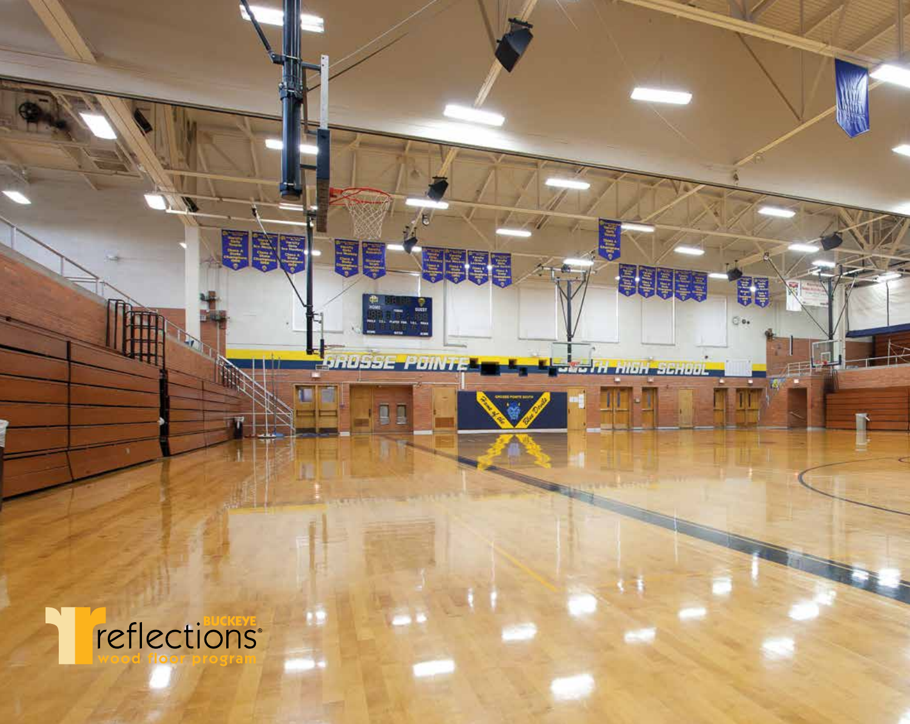BUCKEYE

reflections®

wood floor program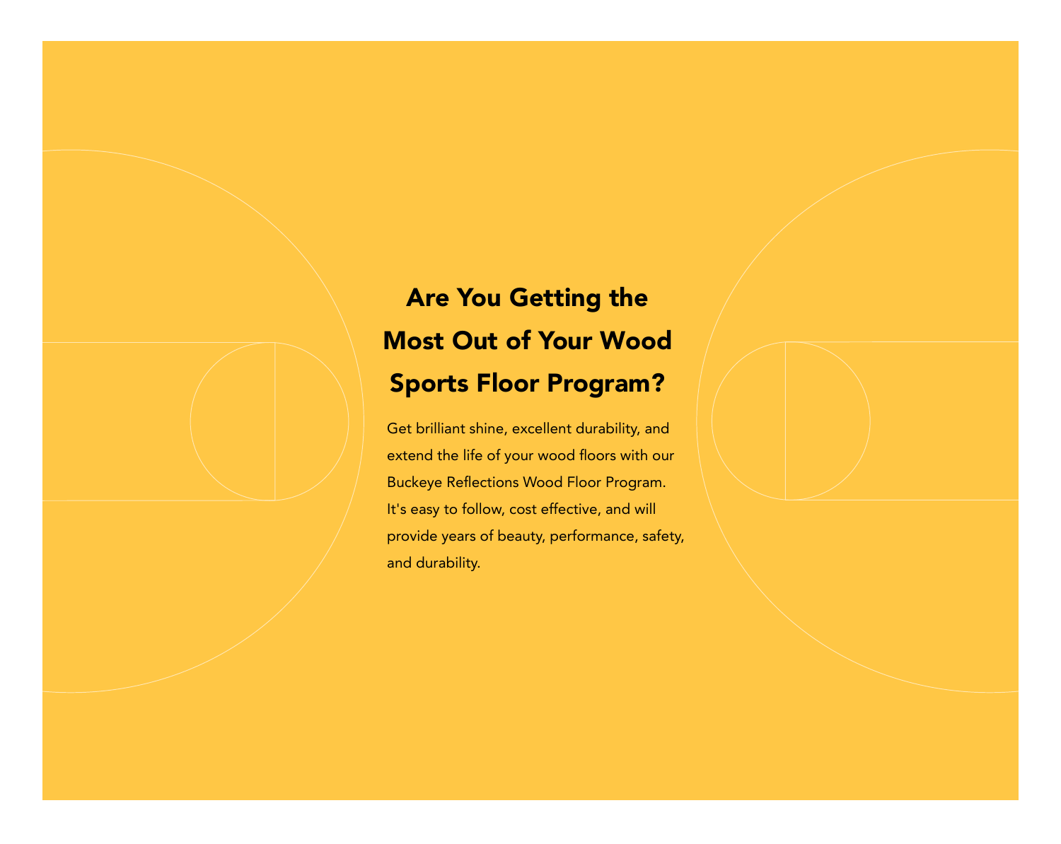# Are You Getting the Most Out of Your Wood Sports Floor Program?

Get brilliant shine, excellent durability, and extend the life of your wood floors with our Buckeye Reflections Wood Floor Program. It's easy to follow, cost effective, and will provide years of beauty, performance, safety, and durability.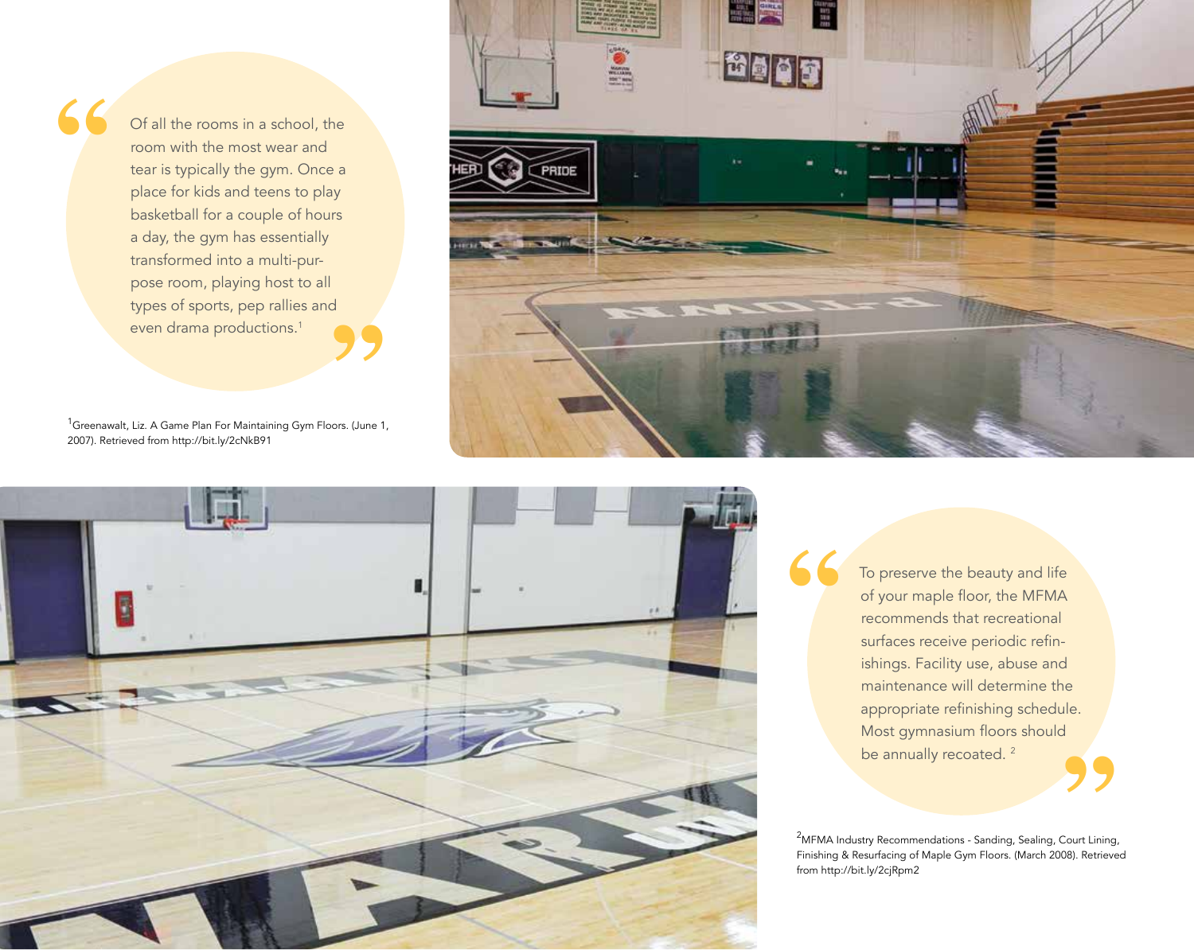> Of all the rooms in a school, the room with the most wear and tear is typically the gym. Once a place for kids and teens to play basketball for a couple of hours a day, the gym has essentially transformed into a multi-purpose room, playing host to all types of sports, pep rallies and even drama productions.[1]

[1]Greenawalt, Liz. A Game Plan For Maintaining Gym Floors. (June 1, 2007). Retrieved from http://bit.ly/2cNkB91

> To preserve the beauty and life of your maple floor, the MFMA recommends that recreational surfaces receive periodic refinishings. Facility use, abuse and maintenance will determine the appropriate refinishing schedule. Most gymnasium floors should be annually recoated.[2]

[2]MFMA Industry Recommendations - Sanding, Sealing, Court Lining, Finishing & Resurfacing of Maple Gym Floors. (March 2008). Retrieved from http://bit.ly/2cjRpm2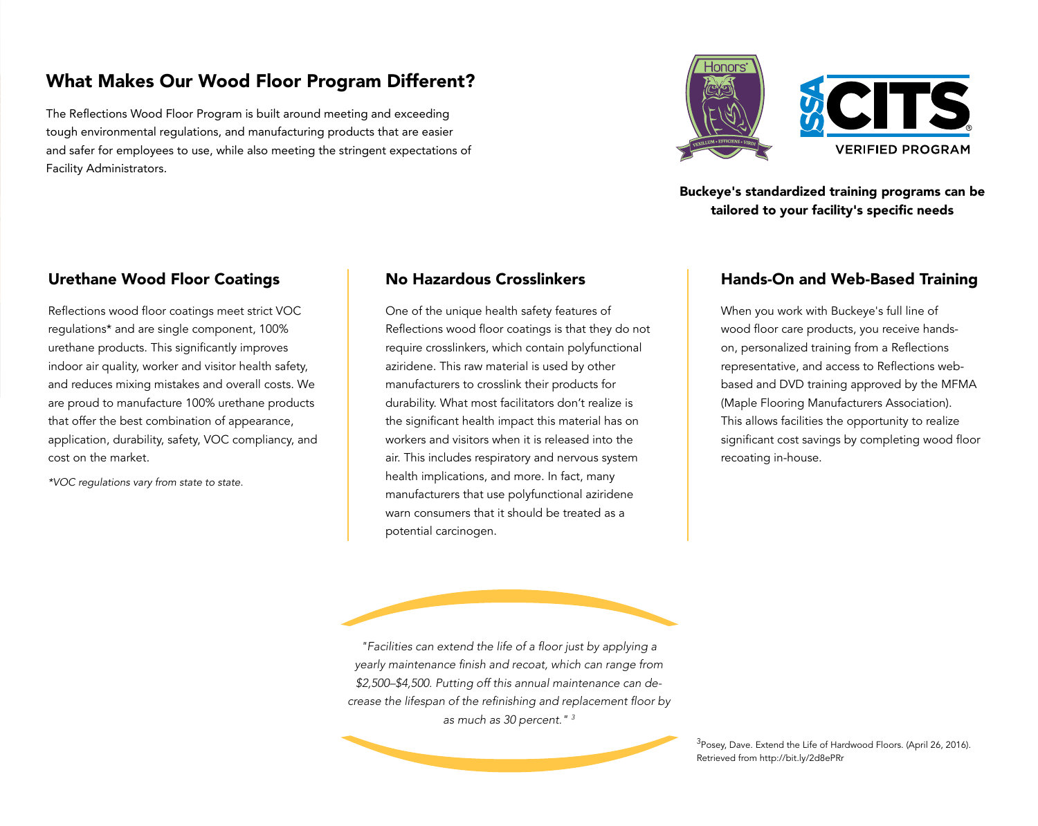## What Makes Our Wood Floor Program Different?

The Reflections Wood Floor Program is built around meeting and exceeding tough environmental regulations, and manufacturing products that are easier and safer for employees to use, while also meeting the stringent expectations of Facility Administrators.

**Buckeye's standardized training programs can be tailored to your facility's specific needs**

### Urethane Wood Floor Coatings

Reflections wood floor coatings meet strict VOC regulations* and are single component, 100% urethane products. This significantly improves indoor air quality, worker and visitor health safety, and reduces mixing mistakes and overall costs. We are proud to manufacture 100% urethane products that offer the best combination of appearance, application, durability, safety, VOC compliancy, and cost on the market.

*\*VOC regulations vary from state to state.*

### No Hazardous Crosslinkers

One of the unique health safety features of Reflections wood floor coatings is that they do not require crosslinkers, which contain polyfunctional aziridene. This raw material is used by other manufacturers to crosslink their products for durability. What most facilitators don't realize is the significant health impact this material has on workers and visitors when it is released into the air. This includes respiratory and nervous system health implications, and more. In fact, many manufacturers that use polyfunctional aziridene warn consumers that it should be treated as a potential carcinogen.

### Hands-On and Web-Based Training

When you work with Buckeye's full line of wood floor care products, you receive hands-on, personalized training from a Reflections representative, and access to Reflections web-based and DVD training approved by the MFMA (Maple Flooring Manufacturers Association). This allows facilities the opportunity to realize significant cost savings by completing wood floor recoating in-house.

*"Facilities can extend the life of a floor just by applying a yearly maintenance finish and recoat, which can range from $2,500–$4,500. Putting off this annual maintenance can decrease the lifespan of the refinishing and replacement floor by as much as 30 percent."* [3]

[3] Posey, Dave. Extend the Life of Hardwood Floors. (April 26, 2016). Retrieved from http://bit.ly/2d8ePRr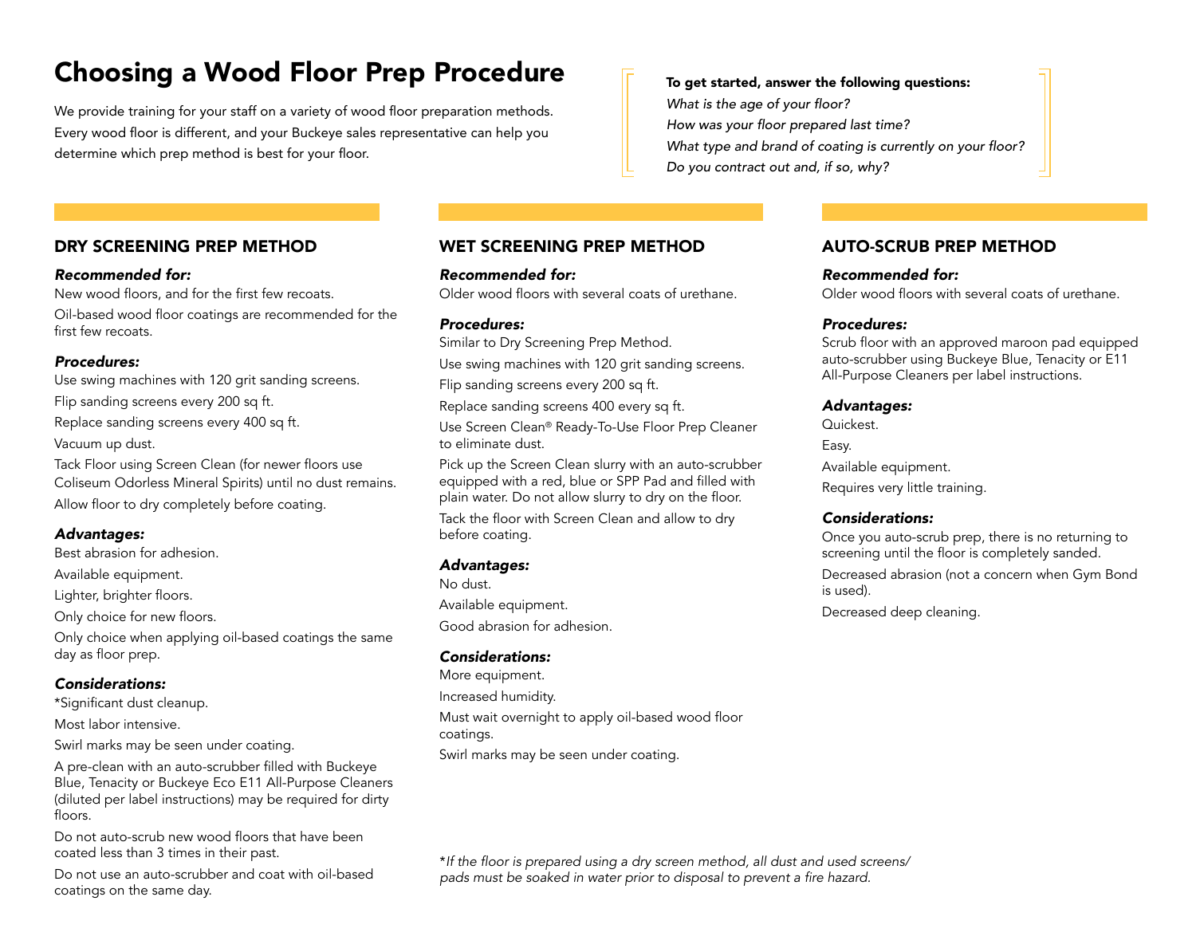# Choosing a Wood Floor Prep Procedure

We provide training for your staff on a variety of wood floor preparation methods. Every wood floor is different, and your Buckeye sales representative can help you determine which prep method is best for your floor.

**To get started, answer the following questions:**

*What is the age of your floor?*

*How was your floor prepared last time?*

*What type and brand of coating is currently on your floor?*

*Do you contract out and, if so, why?*

## DRY SCREENING PREP METHOD

***Recommended for:***

New wood floors, and for the first few recoats.

Oil-based wood floor coatings are recommended for the first few recoats.

***Procedures:***

Use swing machines with 120 grit sanding screens.

Flip sanding screens every 200 sq ft.

Replace sanding screens every 400 sq ft.

Vacuum up dust.

Tack Floor using Screen Clean (for newer floors use Coliseum Odorless Mineral Spirits) until no dust remains.

Allow floor to dry completely before coating.

***Advantages:***

Best abrasion for adhesion.

Available equipment.

Lighter, brighter floors.

Only choice for new floors.

Only choice when applying oil-based coatings the same day as floor prep.

***Considerations:***

*Significant dust cleanup.

Most labor intensive.

Swirl marks may be seen under coating.

A pre-clean with an auto-scrubber filled with Buckeye Blue, Tenacity or Buckeye Eco E11 All-Purpose Cleaners (diluted per label instructions) may be required for dirty floors.

Do not auto-scrub new wood floors that have been coated less than 3 times in their past.

Do not use an auto-scrubber and coat with oil-based coatings on the same day.

## WET SCREENING PREP METHOD

***Recommended for:***

Older wood floors with several coats of urethane.

***Procedures:***

Similar to Dry Screening Prep Method.

Use swing machines with 120 grit sanding screens.

Flip sanding screens every 200 sq ft.

Replace sanding screens 400 every sq ft.

Use Screen Clean® Ready-To-Use Floor Prep Cleaner to eliminate dust.

Pick up the Screen Clean slurry with an auto-scrubber equipped with a red, blue or SPP Pad and filled with plain water. Do not allow slurry to dry on the floor.

Tack the floor with Screen Clean and allow to dry before coating.

***Advantages:***

No dust.

Available equipment.

Good abrasion for adhesion.

***Considerations:***

More equipment.

Increased humidity.

Must wait overnight to apply oil-based wood floor coatings.

Swirl marks may be seen under coating.

## AUTO-SCRUB PREP METHOD

***Recommended for:***

Older wood floors with several coats of urethane.

***Procedures:***

Scrub floor with an approved maroon pad equipped auto-scrubber using Buckeye Blue, Tenacity or E11 All-Purpose Cleaners per label instructions.

***Advantages:***

Quickest.

Easy.

Available equipment.

Requires very little training.

***Considerations:***

Once you auto-scrub prep, there is no returning to screening until the floor is completely sanded.

Decreased abrasion (not a concern when Gym Bond is used).

Decreased deep cleaning.

*\*If the floor is prepared using a dry screen method, all dust and used screens/pads must be soaked in water prior to disposal to prevent a fire hazard.*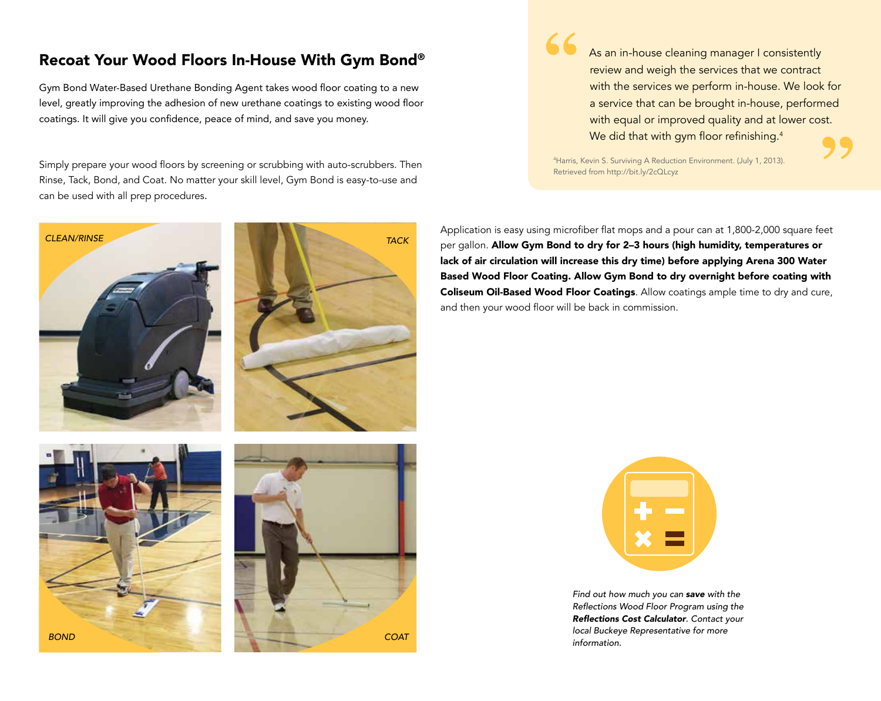## Recoat Your Wood Floors In-House With Gym Bond®

Gym Bond Water-Based Urethane Bonding Agent takes wood floor coating to a new level, greatly improving the adhesion of new urethane coatings to existing wood floor coatings. It will give you confidence, peace of mind, and save you money.

Simply prepare your wood floors by screening or scrubbing with auto-scrubbers. Then Rinse, Tack, Bond, and Coat. No matter your skill level, Gym Bond is easy-to-use and can be used with all prep procedures.

*CLEAN/RINSE*

*TACK*

*BOND*

*COAT*

> As an in-house cleaning manager I consistently review and weigh the services that we contract with the services we perform in-house. We look for a service that can be brought in-house, performed with equal or improved quality and at lower cost. We did that with gym floor refinishing.[4]

[4]Harris, Kevin S. Surviving A Reduction Environment. (July 1, 2013). Retrieved from http://bit.ly/2cQLcyz

Application is easy using microfiber flat mops and a pour can at 1,800-2,000 square feet per gallon. **Allow Gym Bond to dry for 2–3 hours (high humidity, temperatures or lack of air circulation will increase this dry time) before applying Arena 300 Water Based Wood Floor Coating. Allow Gym Bond to dry overnight before coating with Coliseum Oil-Based Wood Floor Coatings**. Allow coatings ample time to dry and cure, and then your wood floor will be back in commission.

*Find out how much you can **save** with the Reflections Wood Floor Program using the **Reflections Cost Calculator**. Contact your local Buckeye Representative for more information.*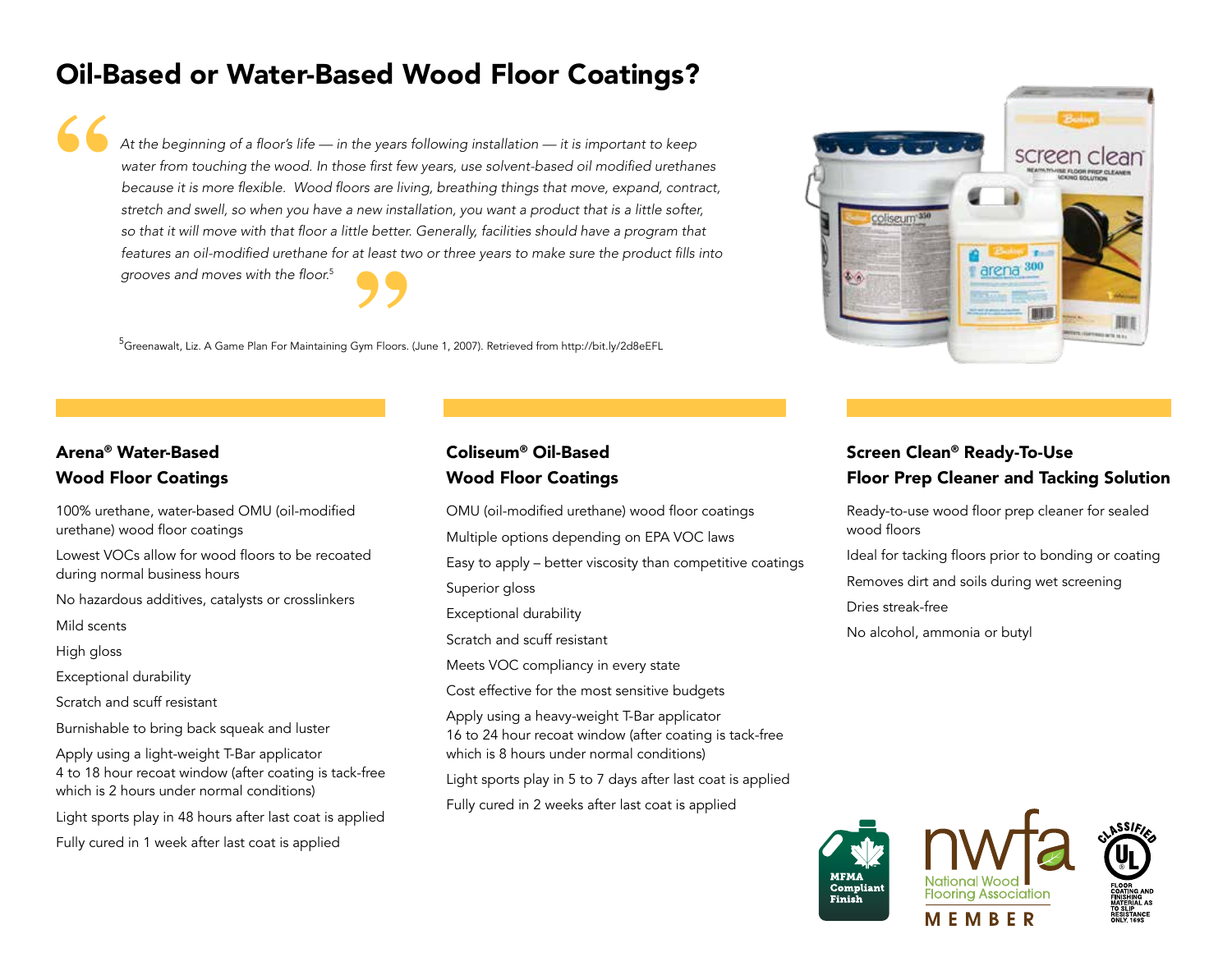# Oil-Based or Water-Based Wood Floor Coatings?

> *At the beginning of a floor's life — in the years following installation — it is important to keep water from touching the wood. In those first few years, use solvent-based oil modified urethanes because it is more flexible. Wood floors are living, breathing things that move, expand, contract, stretch and swell, so when you have a new installation, you want a product that is a little softer, so that it will move with that floor a little better. Generally, facilities should have a program that features an oil-modified urethane for at least two or three years to make sure the product fills into grooves and moves with the floor.*[5]

[5]Greenawalt, Liz. A Game Plan For Maintaining Gym Floors. (June 1, 2007). Retrieved from http://bit.ly/2d8eEFL

## Arena® Water-Based Wood Floor Coatings

100% urethane, water-based OMU (oil-modified urethane) wood floor coatings

Lowest VOCs allow for wood floors to be recoated during normal business hours

No hazardous additives, catalysts or crosslinkers

Mild scents

High gloss

Exceptional durability

Scratch and scuff resistant

Burnishable to bring back squeak and luster

Apply using a light-weight T-Bar applicator
4 to 18 hour recoat window (after coating is tack-free which is 2 hours under normal conditions)

Light sports play in 48 hours after last coat is applied

Fully cured in 1 week after last coat is applied

## Coliseum® Oil-Based Wood Floor Coatings

OMU (oil-modified urethane) wood floor coatings

Multiple options depending on EPA VOC laws

Easy to apply – better viscosity than competitive coatings

Superior gloss

Exceptional durability

Scratch and scuff resistant

Meets VOC compliancy in every state

Cost effective for the most sensitive budgets

Apply using a heavy-weight T-Bar applicator
16 to 24 hour recoat window (after coating is tack-free which is 8 hours under normal conditions)

Light sports play in 5 to 7 days after last coat is applied

Fully cured in 2 weeks after last coat is applied

## Screen Clean® Ready-To-Use Floor Prep Cleaner and Tacking Solution

Ready-to-use wood floor prep cleaner for sealed wood floors

Ideal for tacking floors prior to bonding or coating

Removes dirt and soils during wet screening

Dries streak-free

No alcohol, ammonia or butyl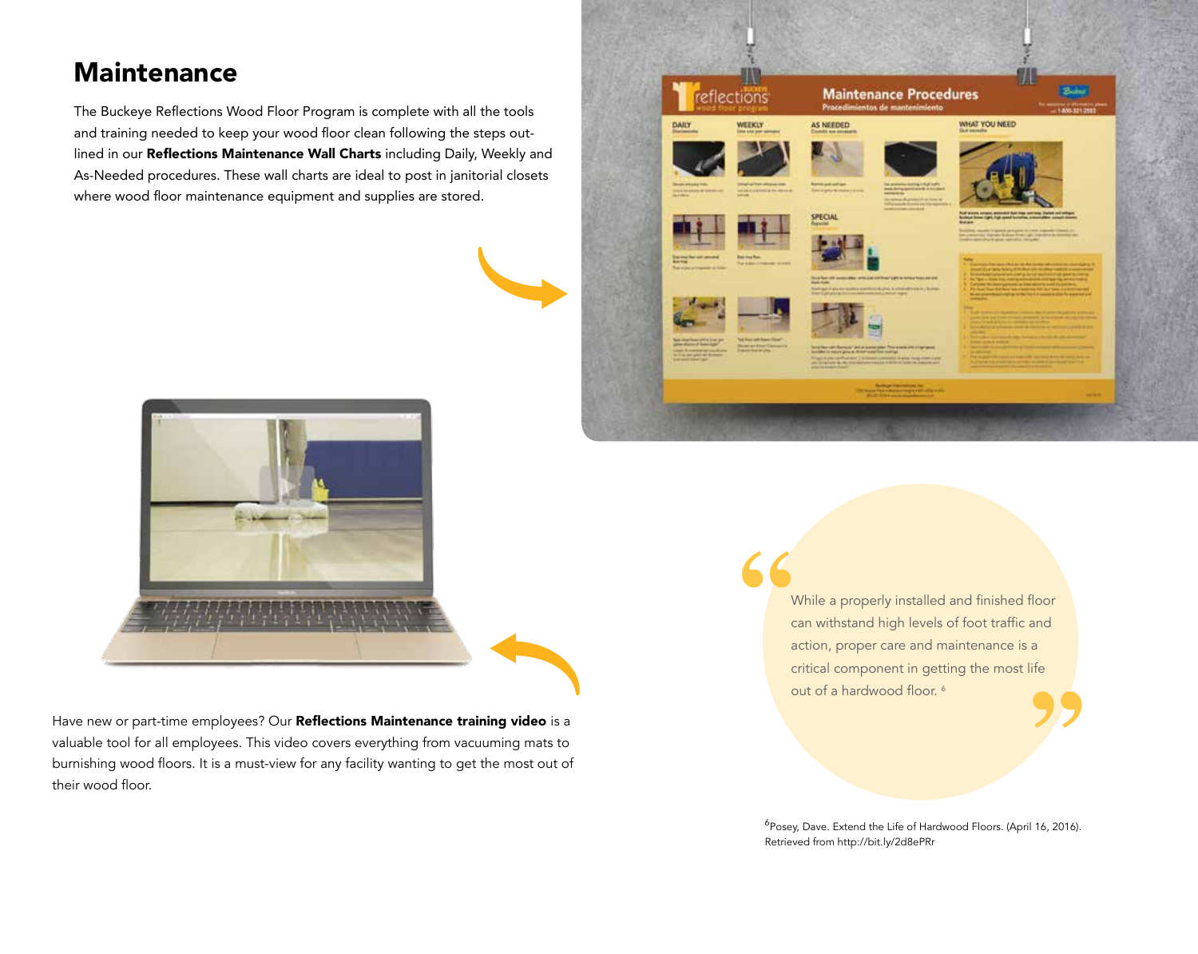# Maintenance

The Buckeye Reflections Wood Floor Program is complete with all the tools and training needed to keep your wood floor clean following the steps outlined in our **Reflections Maintenance Wall Charts** including Daily, Weekly and As-Needed procedures. These wall charts are ideal to post in janitorial closets where wood floor maintenance equipment and supplies are stored.

Have new or part-time employees? Our **Reflections Maintenance training video** is a valuable tool for all employees. This video covers everything from vacuuming mats to burnishing wood floors. It is a must-view for any facility wanting to get the most out of their wood floor.

> While a properly installed and finished floor can withstand high levels of foot traffic and action, proper care and maintenance is a critical component in getting the most life out of a hardwood floor. [6]

[6]Posey, Dave. Extend the Life of Hardwood Floors. (April 16, 2016). Retrieved from http://bit.ly/2d8ePRr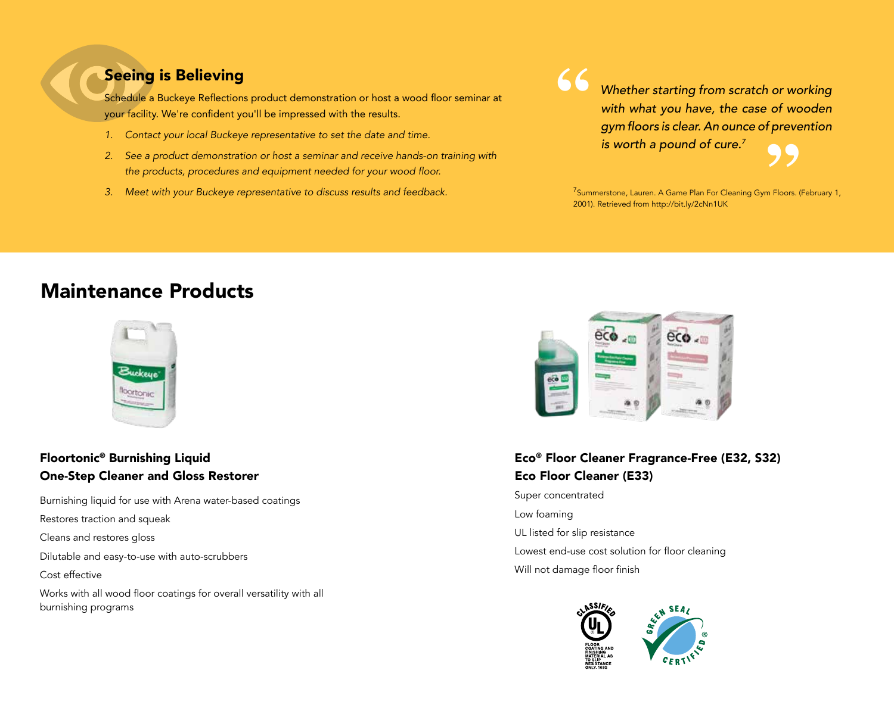## Seeing is Believing

Schedule a Buckeye Reflections product demonstration or host a wood floor seminar at your facility. We're confident you'll be impressed with the results.

1. *Contact your local Buckeye representative to set the date and time.*
2. *See a product demonstration or host a seminar and receive hands-on training with the products, procedures and equipment needed for your wood floor.*
3. *Meet with your Buckeye representative to discuss results and feedback.*

> *Whether starting from scratch or working with what you have, the case of wooden gym floors is clear. An ounce of prevention is worth a pound of cure.*[7]

[7]Summerstone, Lauren. A Game Plan For Cleaning Gym Floors. (February 1, 2001). Retrieved from http://bit.ly/2cNn1UK

# Maintenance Products

### Floortonic® Burnishing Liquid
### One-Step Cleaner and Gloss Restorer

Burnishing liquid for use with Arena water-based coatings

Restores traction and squeak

Cleans and restores gloss

Dilutable and easy-to-use with auto-scrubbers

Cost effective

Works with all wood floor coatings for overall versatility with all burnishing programs

### Eco® Floor Cleaner Fragrance-Free (E32, S32)
### Eco Floor Cleaner (E33)

Super concentrated

Low foaming

UL listed for slip resistance

Lowest end-use cost solution for floor cleaning

Will not damage floor finish

CLASSIFIED UL FLOOR COATING AND FINISHING MATERIAL AS TO SLIP RESISTANCE ONLY. 169S

GREEN SEAL CERTIFIED®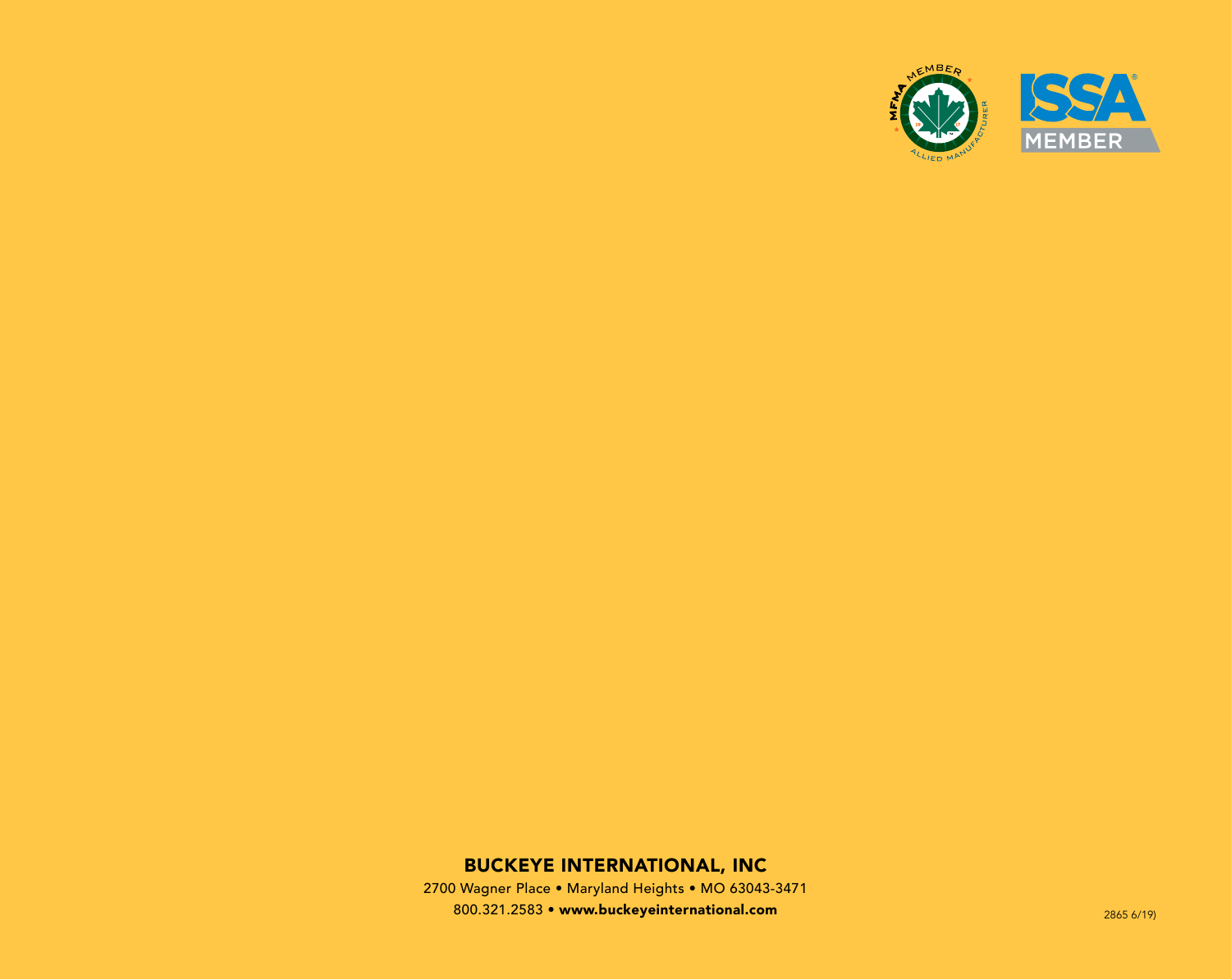## BUCKEYE INTERNATIONAL, INC

2700 Wagner Place • Maryland Heights • MO 63043-3471

800.321.2583 • **www.buckeyeinternational.com**

2865 6/19)